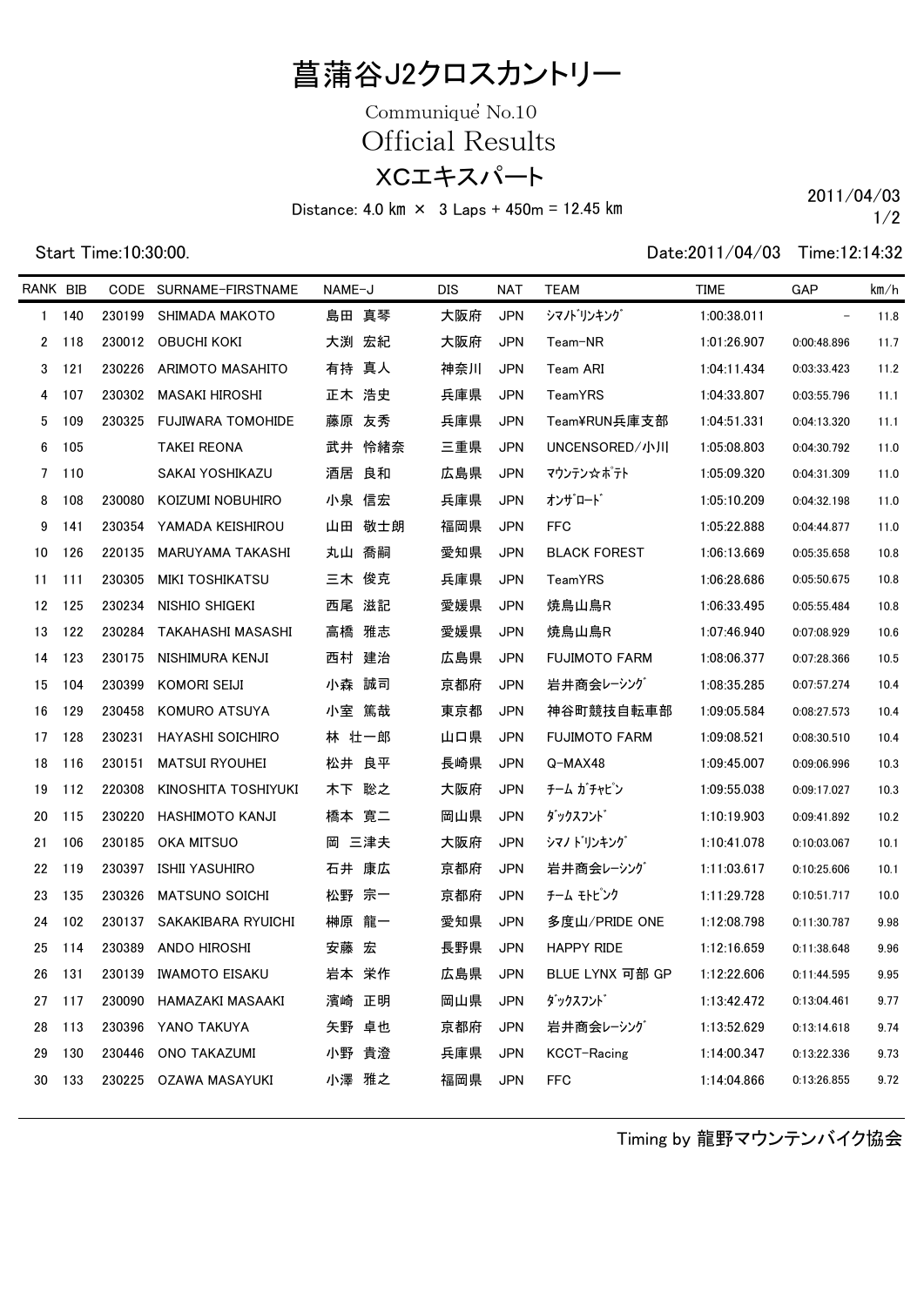# 菖蒲谷J2クロスカントリー

## Communiqué No.10

## Official Results

## XCエキスパート

Distance: 4.0 ㎞ × 3 Laps + 450m = 12.45 ㎞

2011/04/03

Start Time:10:30:00.

Date:2011/04/03 Time:12:14:32

| RANK | BIB | CODE | SURNAME-FIRSTNAME | NAME-J | DIS | NAT | TEAM | TIME | GAP | ㎞/h |
|---|---|---|---|---|---|---|---|---|---|---|
| 1 | 140 | 230199 | SHIMADA MAKOTO | 島田 真琴 | 大阪府 | JPN | ｼﾏﾉﾄﾞﾘﾝｷﾝｸﾞ | 1:00:38.011 | - | 11.8 |
| 2 | 118 | 230012 | OBUCHI KOKI | 大渕 宏紀 | 大阪府 | JPN | Team-NR | 1:01:26.907 | 0:00:48.896 | 11.7 |
| 3 | 121 | 230226 | ARIMOTO MASAHITO | 有持 真人 | 神奈川 | JPN | Team ARI | 1:04:11.434 | 0:03:33.423 | 11.2 |
| 4 | 107 | 230302 | MASAKI HIROSHI | 正木 浩史 | 兵庫県 | JPN | TeamYRS | 1:04:33.807 | 0:03:55.796 | 11.1 |
| 5 | 109 | 230325 | FUJIWARA TOMOHIDE | 藤原 友秀 | 兵庫県 | JPN | Team¥RUN兵庫支部 | 1:04:51.331 | 0:04:13.320 | 11.1 |
| 6 | 105 | | TAKEI REONA | 武井 怜緒奈 | 三重県 | JPN | UNCENSORED/小川 | 1:05:08.803 | 0:04:30.792 | 11.0 |
| 7 | 110 | | SAKAI YOSHIKAZU | 酒居 良和 | 広島県 | JPN | ﾏｳﾝﾃﾝ☆ﾎﾟﾃﾄ | 1:05:09.320 | 0:04:31.309 | 11.0 |
| 8 | 108 | 230080 | KOIZUMI NOBUHIRO | 小泉 信宏 | 兵庫県 | JPN | ｵﾝｻﾞﾛｰﾄﾞ | 1:05:10.209 | 0:04:32.198 | 11.0 |
| 9 | 141 | 230354 | YAMADA KEISHIROU | 山田 敬士朗 | 福岡県 | JPN | FFC | 1:05:22.888 | 0:04:44.877 | 11.0 |
| 10 | 126 | 220135 | MARUYAMA TAKASHI | 丸山 喬嗣 | 愛知県 | JPN | BLACK FOREST | 1:06:13.669 | 0:05:35.658 | 10.8 |
| 11 | 111 | 230305 | MIKI TOSHIKATSU | 三木 俊克 | 兵庫県 | JPN | TeamYRS | 1:06:28.686 | 0:05:50.675 | 10.8 |
| 12 | 125 | 230234 | NISHIO SHIGEKI | 西尾 滋記 | 愛媛県 | JPN | 焼鳥山鳥R | 1:06:33.495 | 0:05:55.484 | 10.8 |
| 13 | 122 | 230284 | TAKAHASHI MASASHI | 高橋 雅志 | 愛媛県 | JPN | 焼鳥山鳥R | 1:07:46.940 | 0:07:08.929 | 10.6 |
| 14 | 123 | 230175 | NISHIMURA KENJI | 西村 建治 | 広島県 | JPN | FUJIMOTO FARM | 1:08:06.377 | 0:07:28.366 | 10.5 |
| 15 | 104 | 230399 | KOMORI SEIJI | 小森 誠司 | 京都府 | JPN | 岩井商会ﾚｰｼﾝｸﾞ | 1:08:35.285 | 0:07:57.274 | 10.4 |
| 16 | 129 | 230458 | KOMURO ATSUYA | 小室 篤哉 | 東京都 | JPN | 神谷町競技自転車部 | 1:09:05.584 | 0:08:27.573 | 10.4 |
| 17 | 128 | 230231 | HAYASHI SOICHIRO | 林 壮一郎 | 山口県 | JPN | FUJIMOTO FARM | 1:09:08.521 | 0:08:30.510 | 10.4 |
| 18 | 116 | 230151 | MATSUI RYOUHEI | 松井 良平 | 長崎県 | JPN | Q-MAX48 | 1:09:45.007 | 0:09:06.996 | 10.3 |
| 19 | 112 | 220308 | KINOSHITA TOSHIYUKI | 木下 聡之 | 大阪府 | JPN | ﾁｰﾑ ｶﾞﾁｬﾋﾟﾝ | 1:09:55.038 | 0:09:17.027 | 10.3 |
| 20 | 115 | 230220 | HASHIMOTO KANJI | 橋本 寛二 | 岡山県 | JPN | ﾀﾞｯｸｽﾌﾝﾄﾞ | 1:10:19.903 | 0:09:41.892 | 10.2 |
| 21 | 106 | 230185 | OKA MITSUO | 岡 三津夫 | 大阪府 | JPN | ｼﾏﾉ ﾄﾞﾘﾝｷﾝｸﾞ | 1:10:41.078 | 0:10:03.067 | 10.1 |
| 22 | 119 | 230397 | ISHII YASUHIRO | 石井 康広 | 京都府 | JPN | 岩井商会ﾚｰｼﾝｸﾞ | 1:11:03.617 | 0:10:25.606 | 10.1 |
| 23 | 135 | 230326 | MATSUNO SOICHI | 松野 宗一 | 京都府 | JPN | ﾁｰﾑ ﾓﾄﾋﾟﾝｸ | 1:11:29.728 | 0:10:51.717 | 10.0 |
| 24 | 102 | 230137 | SAKAKIBARA RYUICHI | 榊原 龍一 | 愛知県 | JPN | 多度山/PRIDE ONE | 1:12:08.798 | 0:11:30.787 | 9.98 |
| 25 | 114 | 230389 | ANDO HIROSHI | 安藤 宏 | 長野県 | JPN | HAPPY RIDE | 1:12:16.659 | 0:11:38.648 | 9.96 |
| 26 | 131 | 230139 | IWAMOTO EISAKU | 岩本 栄作 | 広島県 | JPN | BLUE LYNX 可部 GP | 1:12:22.606 | 0:11:44.595 | 9.95 |
| 27 | 117 | 230090 | HAMAZAKI MASAAKI | 濱崎 正明 | 岡山県 | JPN | ﾀﾞｯｸｽﾌﾝﾄﾞ | 1:13:42.472 | 0:13:04.461 | 9.77 |
| 28 | 113 | 230396 | YANO TAKUYA | 矢野 卓也 | 京都府 | JPN | 岩井商会ﾚｰｼﾝｸﾞ | 1:13:52.629 | 0:13:14.618 | 9.74 |
| 29 | 130 | 230446 | ONO TAKAZUMI | 小野 貴澄 | 兵庫県 | JPN | KCCT-Racing | 1:14:00.347 | 0:13:22.336 | 9.73 |
| 30 | 133 | 230225 | OZAWA MASAYUKI | 小澤 雅之 | 福岡県 | JPN | FFC | 1:14:04.866 | 0:13:26.855 | 9.72 |

Timing by 龍野マウンテンバイク協会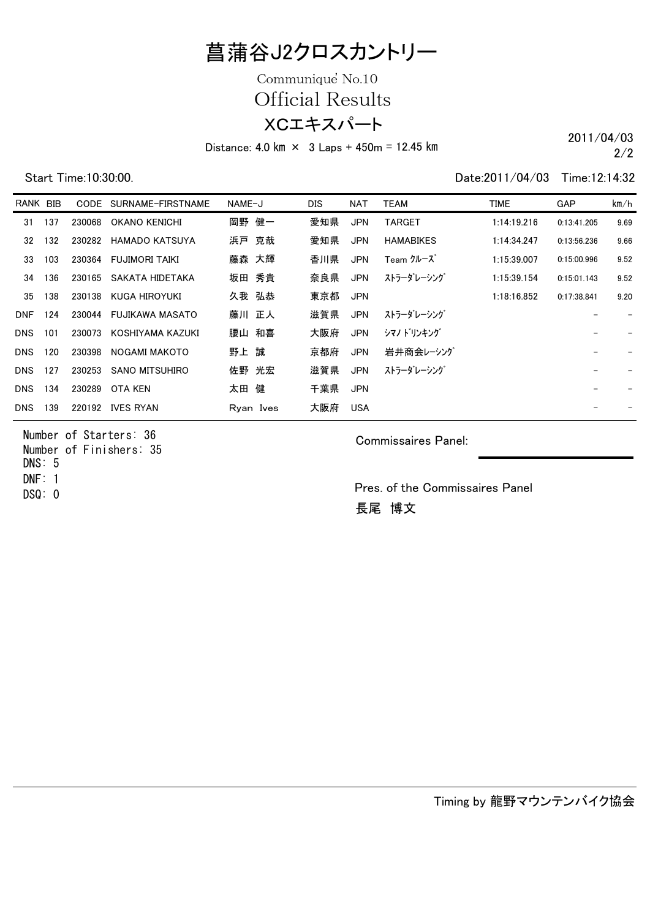# 菖蒲谷J2クロスカントリー

Communiqué No.10

## Official Results

## XCエキスパート

Distance: 4.0 km × 3 Laps + 450m = 12.45 km

2011/04/03

Start Time:10:30:00.

Date:2011/04/03 Time:12:14:32

| RANK | BIB | CODE | SURNAME-FIRSTNAME | NAME-J | DIS | NAT | TEAM | TIME | GAP | km/h |
|---|---|---|---|---|---|---|---|---|---|---|
| 31 | 137 | 230068 | OKANO KENICHI | 岡野 健一 | 愛知県 | JPN | TARGET | 1:14:19.216 | 0:13:41.205 | 9.69 |
| 32 | 132 | 230282 | HAMADO KATSUYA | 浜戸 克哉 | 愛知県 | JPN | HAMABIKES | 1:14:34.247 | 0:13:56.236 | 9.66 |
| 33 | 103 | 230364 | FUJIMORI TAIKI | 藤森 大輝 | 香川県 | JPN | Team ｸﾙｰｽﾞ | 1:15:39.007 | 0:15:00.996 | 9.52 |
| 34 | 136 | 230165 | SAKATA HIDETAKA | 坂田 秀貴 | 奈良県 | JPN | ｽﾄﾗｰﾀﾞﾚｰｼﾝｸﾞ | 1:15:39.154 | 0:15:01.143 | 9.52 |
| 35 | 138 | 230138 | KUGA HIROYUKI | 久我 弘恭 | 東京都 | JPN | | 1:18:16.852 | 0:17:38.841 | 9.20 |
| DNF | 124 | 230044 | FUJIKAWA MASATO | 藤川 正人 | 滋賀県 | JPN | ｽﾄﾗｰﾀﾞﾚｰｼﾝｸﾞ | | - | - |
| DNS | 101 | 230073 | KOSHIYAMA KAZUKI | 腰山 和喜 | 大阪府 | JPN | ｼﾏﾉ ﾄﾞﾘﾝｷﾝｸﾞ | | - | - |
| DNS | 120 | 230398 | NOGAMI MAKOTO | 野上 誠 | 京都府 | JPN | 岩井商会ﾚｰｼﾝｸﾞ | | - | - |
| DNS | 127 | 230253 | SANO MITSUHIRO | 佐野 光宏 | 滋賀県 | JPN | ｽﾄﾗｰﾀﾞﾚｰｼﾝｸﾞ | | - | - |
| DNS | 134 | 230289 | OTA KEN | 太田 健 | 千葉県 | JPN | | | - | - |
| DNS | 139 | 220192 | IVES RYAN | Ryan Ives | 大阪府 | USA | | | - | - |

Number of Starters: 36
Number of Finishers: 35
DNS: 5
DNF: 1
DSQ: 0

Commissaires Panel:

Pres. of the Commissaires Panel
長尾 博文

Timing by 龍野マウンテンバイク協会